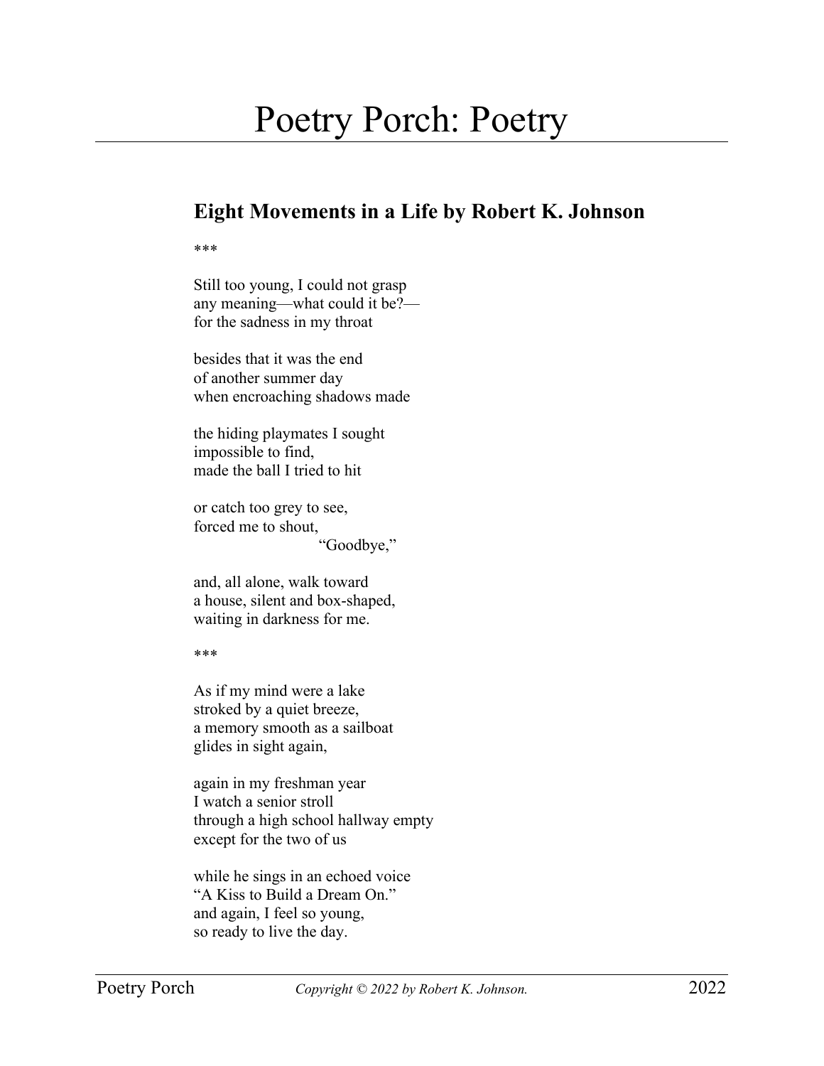# Poetry Porch: Poetry

## Eight Movements in a Life by Robert K. Johnson

\*\*\*

Still too young, I could not grasp  
any meaning—what could it be?—  
for the sadness in my throat

besides that it was the end  
of another summer day  
when encroaching shadows made

the hiding playmates I sought  
impossible to find,  
made the ball I tried to hit

or catch too grey to see,  
forced me to shout,  
                        "Goodbye,"

and, all alone, walk toward  
a house, silent and box-shaped,  
waiting in darkness for me.

\*\*\*

As if my mind were a lake  
stroked by a quiet breeze,  
a memory smooth as a sailboat  
glides in sight again,

again in my freshman year  
I watch a senior stroll  
through a high school hallway empty  
except for the two of us

while he sings in an echoed voice  
"A Kiss to Build a Dream On."  
and again, I feel so young,  
so ready to live the day.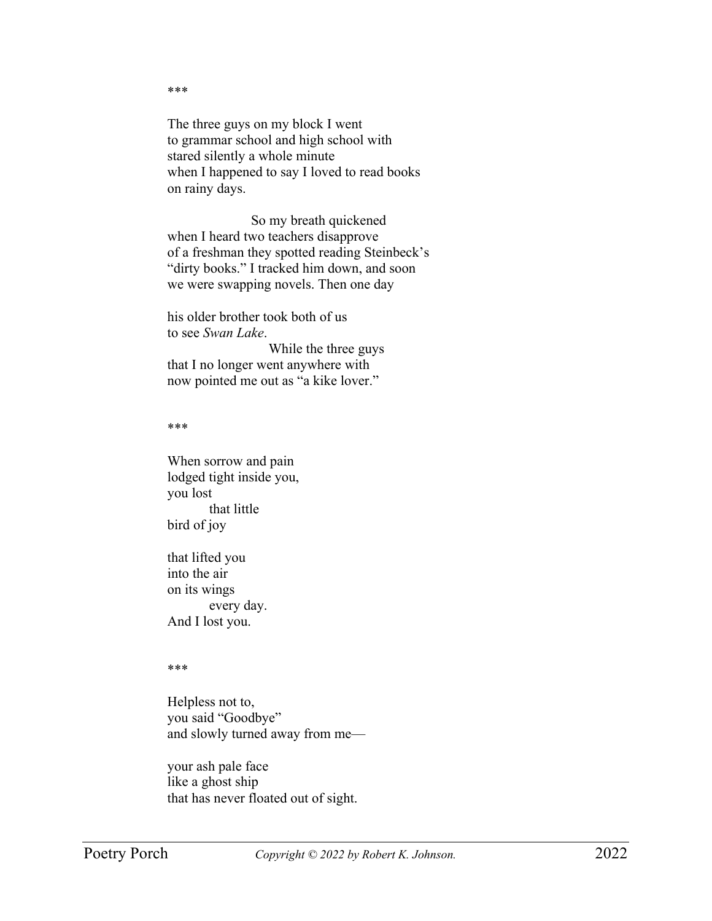\*\*\*

The three guys on my block I went  
to grammar school and high school with  
stared silently a whole minute  
when I happened to say I loved to read books  
on rainy days.

                    So my breath quickened  
when I heard two teachers disapprove  
of a freshman they spotted reading Steinbeck's  
"dirty books." I tracked him down, and soon  
we were swapping novels. Then one day

his older brother took both of us  
to see *Swan Lake*.  
                    While the three guys  
that I no longer went anywhere with  
now pointed me out as "a kike lover."

\*\*\*

When sorrow and pain  
lodged tight inside you,  
you lost  
          that little  
bird of joy

that lifted you  
into the air  
on its wings  
          every day.  
And I lost you.

\*\*\*

Helpless not to,  
you said "Goodbye"  
and slowly turned away from me—

your ash pale face  
like a ghost ship  
that has never floated out of sight.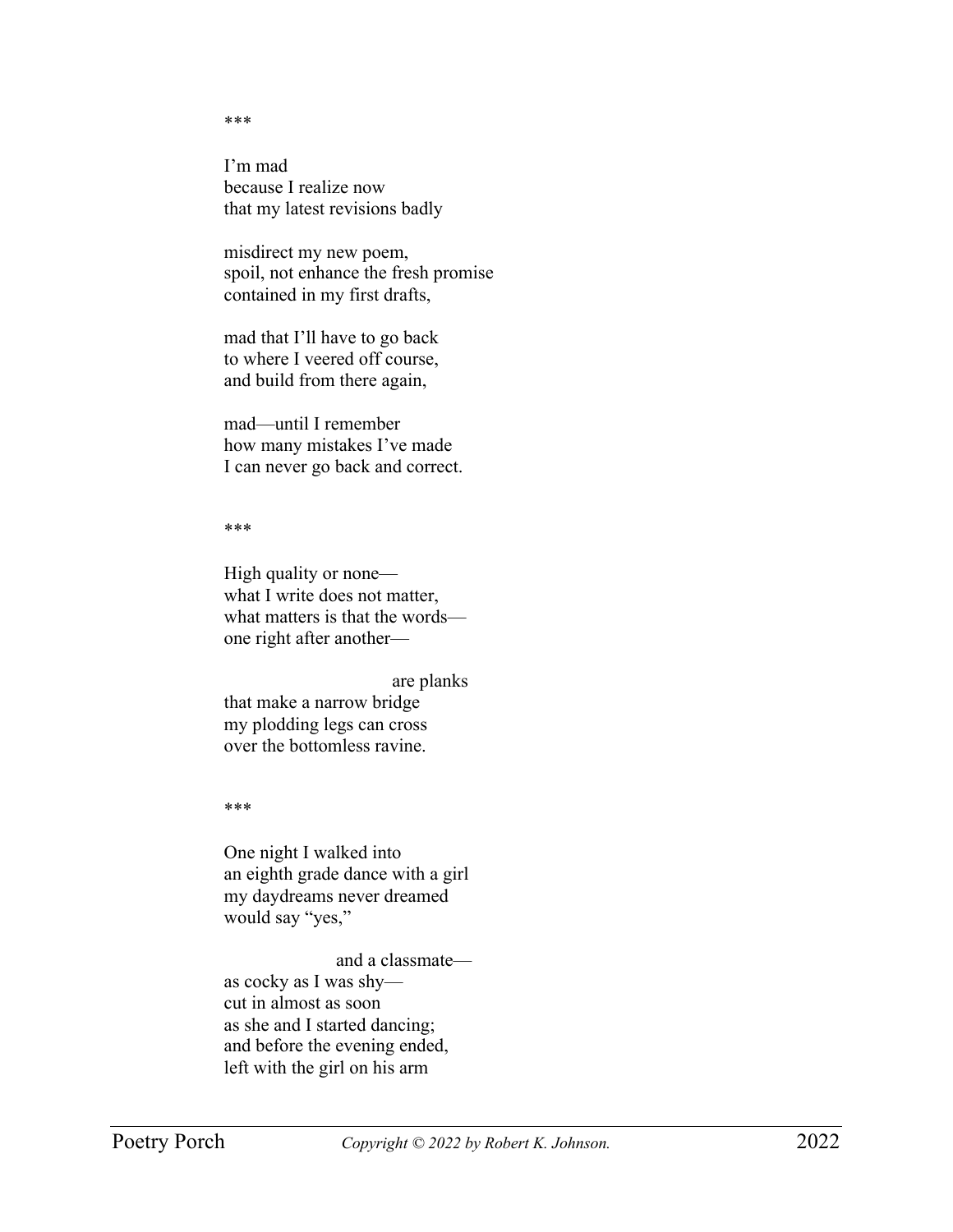***

I’m mad  
because I realize now  
that my latest revisions badly

misdirect my new poem,  
spoil, not enhance the fresh promise  
contained in my first drafts,

mad that I’ll have to go back  
to where I veered off course,  
and build from there again,

mad—until I remember  
how many mistakes I’ve made  
I can never go back and correct.

***

High quality or none—  
what I write does not matter,  
what matters is that the words—  
one right after another—

                                        are planks  
that make a narrow bridge  
my plodding legs can cross  
over the bottomless ravine.

***

One night I walked into  
an eighth grade dance with a girl  
my daydreams never dreamed  
would say “yes,”

                          and a classmate—  
as cocky as I was shy—  
cut in almost as soon  
as she and I started dancing;  
and before the evening ended,  
left with the girl on his arm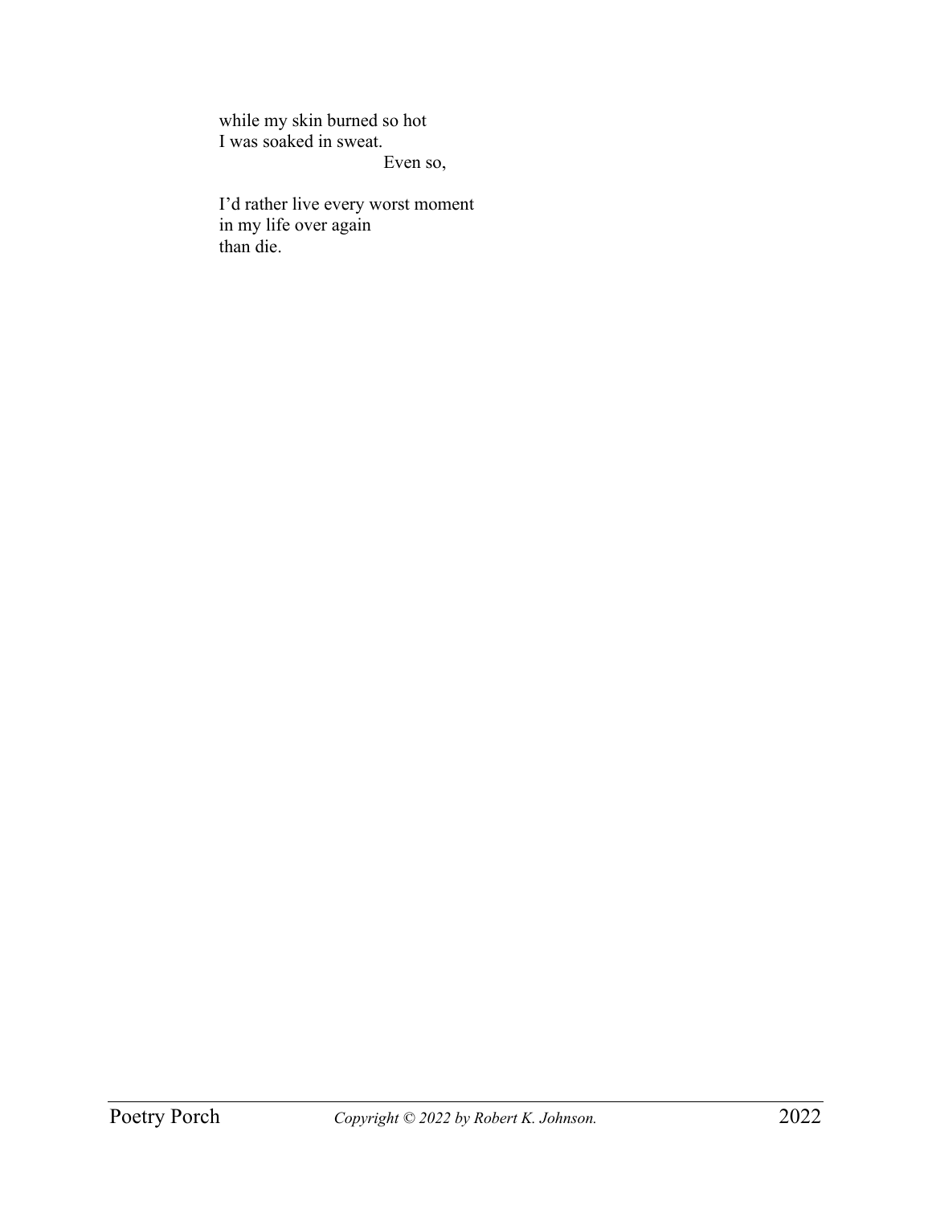while my skin burned so hot
I was soaked in sweat.
                                        Even so,

I'd rather live every worst moment
in my life over again
than die.

*Copyright © 2022 by Robert K. Johnson.*